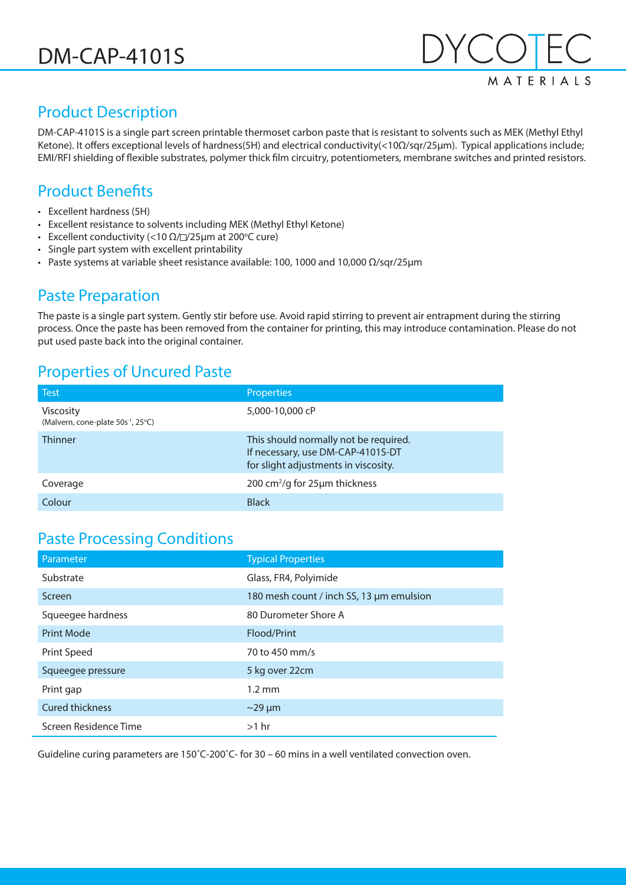# DM-CAP-4101S

DYCOTEC MATERIALS

## Product Description

DM-CAP-4101S is a single part screen printable thermoset carbon paste that is resistant to solvents such as MEK (Methyl Ethyl Ketone). It offers exceptional levels of hardness(5H) and electrical conductivity(<10Ω/sqr/25µm). Typical applications include; EMI/RFI shielding of flexible substrates, polymer thick film circuitry, potentiometers, membrane switches and printed resistors.

## Product Benefits

- Excellent hardness (5H)
- Excellent resistance to solvents including MEK (Methyl Ethyl Ketone)
- Excellent conductivity (<10 Ω/□/25µm at 200°C cure)
- Single part system with excellent printability
- Paste systems at variable sheet resistance available: 100, 1000 and 10,000 Ω/sqr/25µm

## Paste Preparation

The paste is a single part system. Gently stir before use. Avoid rapid stirring to prevent air entrapment during the stirring process. Once the paste has been removed from the container for printing, this may introduce contamination. Please do not put used paste back into the original container.

## Properties of Uncured Paste

| Test | Properties |
|---|---|
| Viscosity (Malvern, cone-plate 50s$^{-1}$, 25°C) | 5,000-10,000 cP |
| Thinner | This should normally not be required. If necessary, use DM-CAP-4101S-DT for slight adjustments in viscosity. |
| Coverage | 200 cm$^2$/g for 25µm thickness |
| Colour | Black |

## Paste Processing Conditions

| Parameter | Typical Properties |
|---|---|
| Substrate | Glass, FR4, Polyimide |
| Screen | 180 mesh count / inch SS, 13 µm emulsion |
| Squeegee hardness | 80 Durometer Shore A |
| Print Mode | Flood/Print |
| Print Speed | 70 to 450 mm/s |
| Squeegee pressure | 5 kg over 22cm |
| Print gap | 1.2 mm |
| Cured thickness | ~29 µm |
| Screen Residence Time | >1 hr |

Guideline curing parameters are 150˚C-200˚C- for 30 – 60 mins in a well ventilated convection oven.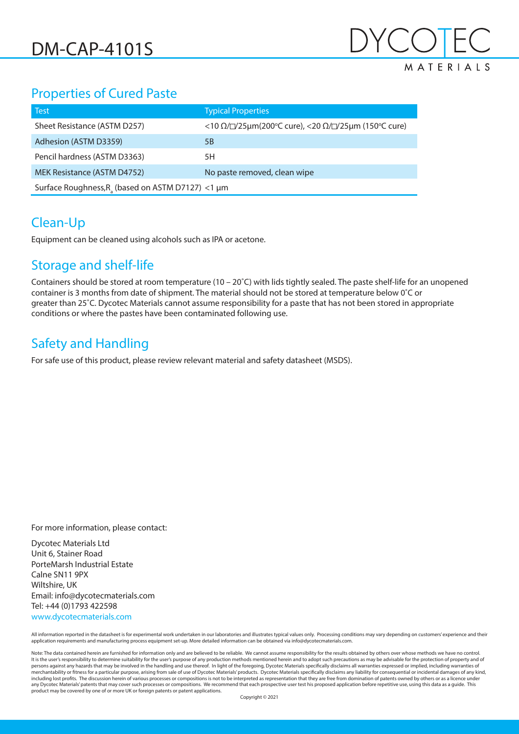## Properties of Cured Paste

| Test | Typical Properties |
|---|---|
| Sheet Resistance (ASTM D257) | <10 Ω/□/25μm(200°C cure), <20 Ω/□/25μm (150°C cure) |
| Adhesion (ASTM D3359) | 5B |
| Pencil hardness (ASTM D3363) | 5H |
| MEK Resistance (ASTM D4752) | No paste removed, clean wipe |
| Surface Roughness, $R_a$ (based on ASTM D7127) | <1 μm |

## Clean-Up

Equipment can be cleaned using alcohols such as IPA or acetone.

## Storage and shelf-life

Containers should be stored at room temperature (10 – 20˚C) with lids tightly sealed. The paste shelf-life for an unopened container is 3 months from date of shipment. The material should not be stored at temperature below 0˚C or greater than 25˚C. Dycotec Materials cannot assume responsibility for a paste that has not been stored in appropriate conditions or where the pastes have been contaminated following use.

## Safety and Handling

For safe use of this product, please review relevant material and safety datasheet (MSDS).

For more information, please contact:

Dycotec Materials Ltd
Unit 6, Stainer Road
PorteMarsh Industrial Estate
Calne SN11 9PX
Wiltshire, UK
Email: info@dycotecmaterials.com
Tel: +44 (0)1793 422598
www.dycotecmaterials.com

All information reported in the datasheet is for experimental work undertaken in our laboratories and illustrates typical values only. Processing conditions may vary depending on customers' experience and their application requirements and manufacturing process equipment set-up. More detailed information can be obtained via info@dycotecmaterials.com.

Note: The data contained herein are furnished for information only and are believed to be reliable. We cannot assume responsibility for the results obtained by others over whose methods we have no control. It is the user's responsibility to determine suitability for the user's purpose of any production methods mentioned herein and to adopt such precautions as may be advisable for the protection of property and of persons against any hazards that may be involved in the handling and use thereof. In light of the foregoing, Dycotec Materials specifically disclaims all warranties expressed or implied, including warranties of merchantability or fitness for a particular purpose, arising from sale of use of Dycotec Materials' products. Dycotec Materials specifically disclaims any liability for consequential or incidental damages of any kind, including lost profits. The discussion herein of various processes or compositions is not to be interpreted as representation that they are free from domination of patents owned by others or as a licence under any Dycotec Materials' patents that may cover such processes or compositions. We recommend that each prospective user test his proposed application before repetitive use, using this data as a guide. This product may be covered by one of or more UK or foreign patents or patent applications.

Copyright © 2021